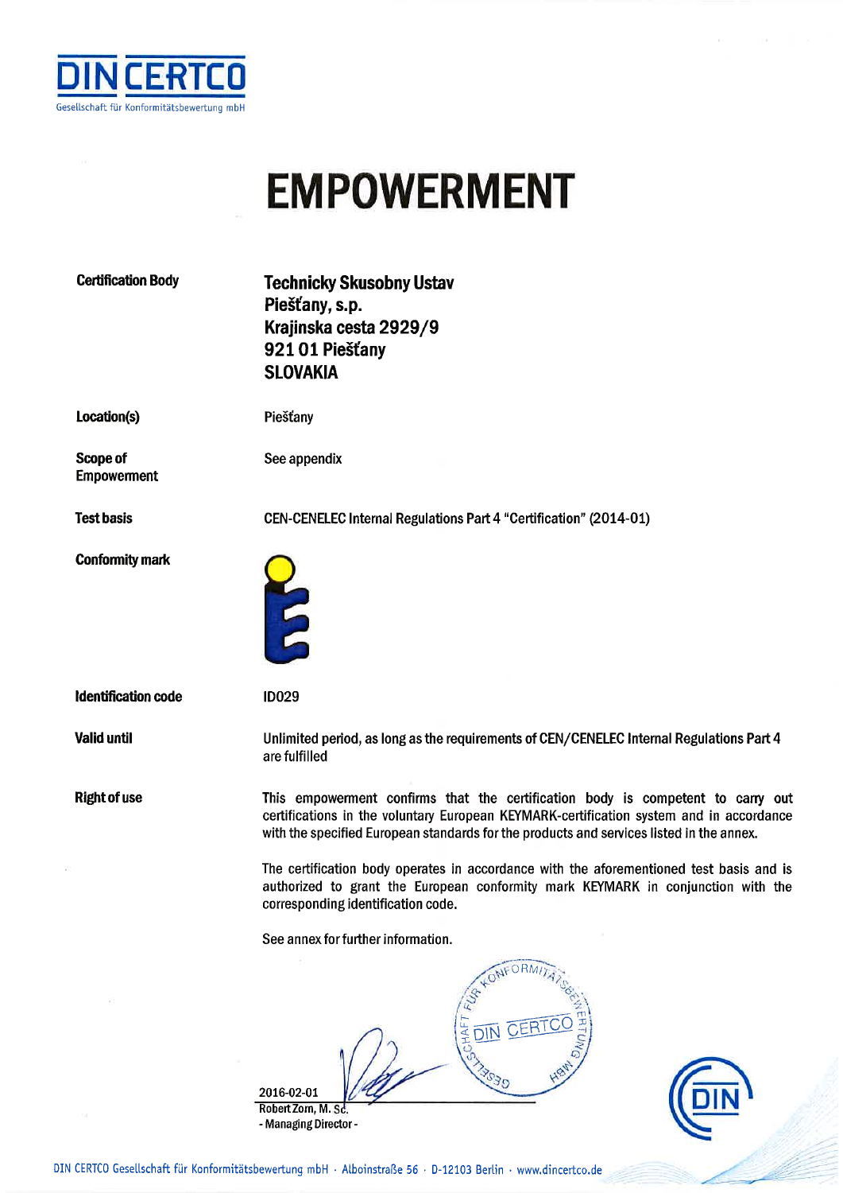DIN CERTCO
Gesellschaft für Konformitätsbewertung mbH

# EMPOWERMENT

**Certification Body**

**Technicky Skusobny Ustav**
**Piešťany, s.p.**
**Krajinska cesta 2929/9**
**921 01 Piešťany**
**SLOVAKIA**

**Location(s)**

Piešťany

**Scope of Empowerment**

See appendix

**Test basis**

CEN-CENELEC Internal Regulations Part 4 "Certification" (2014-01)

**Conformity mark**

**Identification code**

ID029

**Valid until**

Unlimited period, as long as the requirements of CEN/CENELEC Internal Regulations Part 4 are fulfilled

**Right of use**

This empowerment confirms that the certification body is competent to carry out certifications in the voluntary European KEYMARK-certification system and in accordance with the specified European standards for the products and services listed in the annex.

The certification body operates in accordance with the aforementioned test basis and is authorized to grant the European conformity mark KEYMARK in conjunction with the corresponding identification code.

See annex for further information.

2016-02-01
Robert Zorn, M. Sc.
- Managing Director -

DIN CERTCO Gesellschaft für Konformitätsbewertung mbH · Alboinstraße 56 · D-12103 Berlin · www.dincertco.de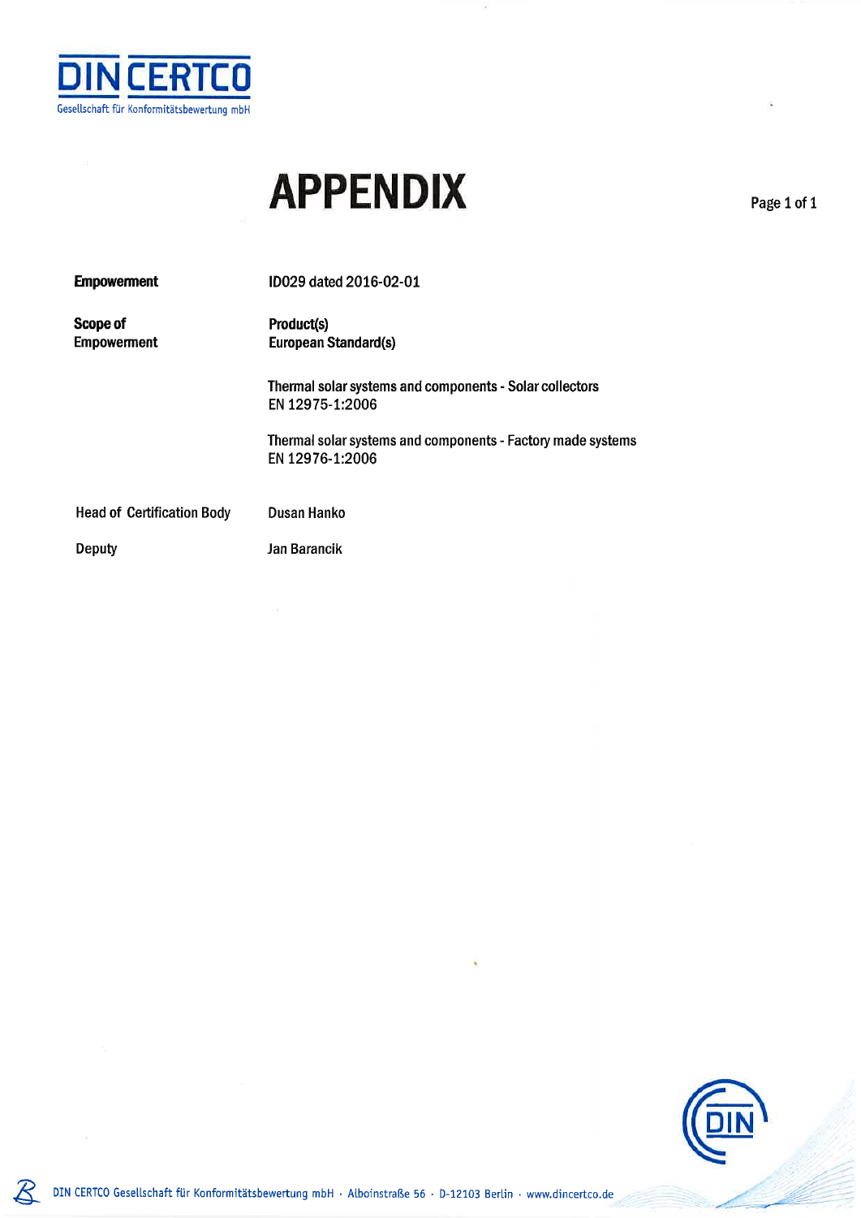DIN CERTCO

Gesellschaft für Konformitätsbewertung mbH

# APPENDIX

| | |
|---|---|
| **Empowerment** | ID029 dated 2016-02-01 |
| **Scope of Empowerment** | **Product(s)**<br>**European Standard(s)** |
| | Thermal solar systems and components - Solar collectors<br>EN 12975-1:2006 |
| | Thermal solar systems and components - Factory made systems<br>EN 12976-1:2006 |
| Head of Certification Body | Dusan Hanko |
| Deputy | Jan Barancik |

DIN CERTCO Gesellschaft für Konformitätsbewertung mbH · Alboinstraße 56 · D-12103 Berlin · www.dincertco.de